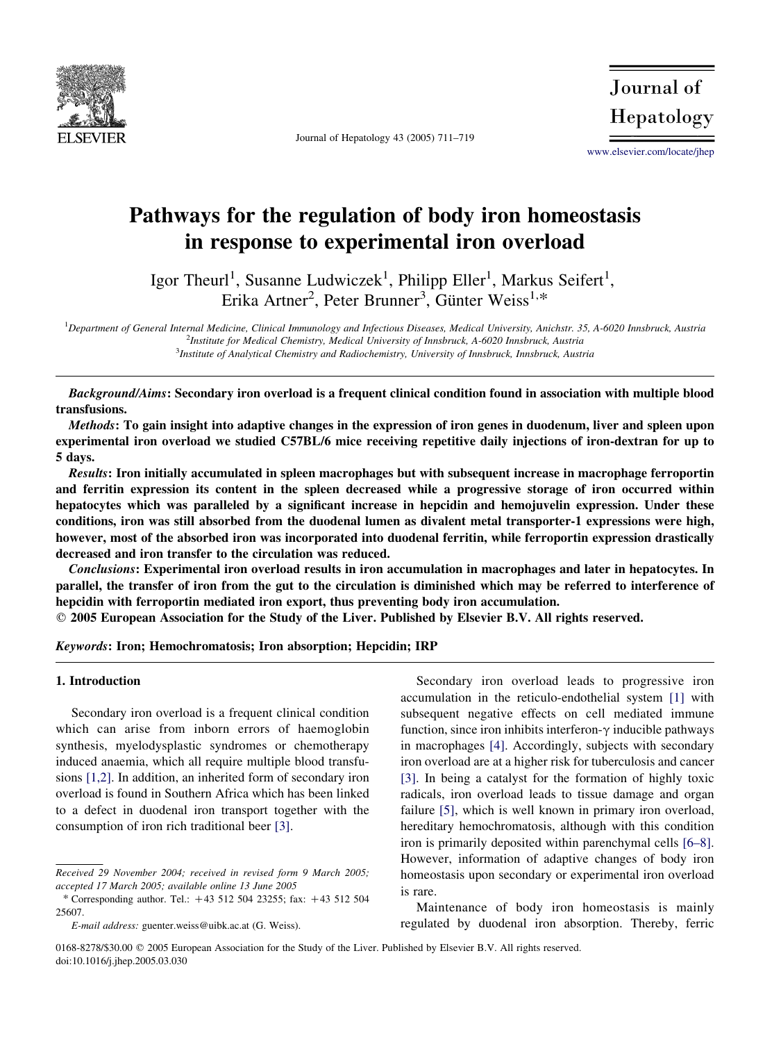# Pathways for the regulation of body iron homeostasis in response to experimental iron overload

Igor Theurl[1], Susanne Ludwiczek[1], Philipp Eller[1], Markus Seifert[1], Erika Artner[2], Peter Brunner[3], Günter Weiss[1,*]

[1]Department of General Internal Medicine, Clinical Immunology and Infectious Diseases, Medical University, Anichstr. 35, A-6020 Innsbruck, Austria
[2]Institute for Medical Chemistry, Medical University of Innsbruck, A-6020 Innsbruck, Austria
[3]Institute of Analytical Chemistry and Radiochemistry, University of Innsbruck, Innsbruck, Austria

***Background/Aims*: Secondary iron overload is a frequent clinical condition found in association with multiple blood transfusions.**

***Methods*: To gain insight into adaptive changes in the expression of iron genes in duodenum, liver and spleen upon experimental iron overload we studied C57BL/6 mice receiving repetitive daily injections of iron-dextran for up to 5 days.**

***Results*: Iron initially accumulated in spleen macrophages but with subsequent increase in macrophage ferroportin and ferritin expression its content in the spleen decreased while a progressive storage of iron occurred within hepatocytes which was paralleled by a significant increase in hepcidin and hemojuvelin expression. Under these conditions, iron was still absorbed from the duodenal lumen as divalent metal transporter-1 expressions were high, however, most of the absorbed iron was incorporated into duodenal ferritin, while ferroportin expression drastically decreased and iron transfer to the circulation was reduced.**

***Conclusions*: Experimental iron overload results in iron accumulation in macrophages and later in hepatocytes. In parallel, the transfer of iron from the gut to the circulation is diminished which may be referred to interference of hepcidin with ferroportin mediated iron export, thus preventing body iron accumulation.**

**© 2005 European Association for the Study of the Liver. Published by Elsevier B.V. All rights reserved.**

***Keywords*: Iron; Hemochromatosis; Iron absorption; Hepcidin; IRP**

## 1. Introduction

Secondary iron overload is a frequent clinical condition which can arise from inborn errors of haemoglobin synthesis, myelodysplastic syndromes or chemotherapy induced anaemia, which all require multiple blood transfusions [1,2]. In addition, an inherited form of secondary iron overload is found in Southern Africa which has been linked to a defect in duodenal iron transport together with the consumption of iron rich traditional beer [3].

Secondary iron overload leads to progressive iron accumulation in the reticulo-endothelial system [1] with subsequent negative effects on cell mediated immune function, since iron inhibits interferon-γ inducible pathways in macrophages [4]. Accordingly, subjects with secondary iron overload are at a higher risk for tuberculosis and cancer [3]. In being a catalyst for the formation of highly toxic radicals, iron overload leads to tissue damage and organ failure [5], which is well known in primary iron overload, hereditary hemochromatosis, although with this condition iron is primarily deposited within parenchymal cells [6–8]. However, information of adaptive changes of body iron homeostasis upon secondary or experimental iron overload is rare.

Maintenance of body iron homeostasis is mainly regulated by duodenal iron absorption. Thereby, ferric

Received 29 November 2004; received in revised form 9 March 2005; accepted 17 March 2005; available online 13 June 2005

\* Corresponding author. Tel.: +43 512 504 23255; fax: +43 512 504 25607.

*E-mail address:* guenter.weiss@uibk.ac.at (G. Weiss).

0168-8278/$30.00 © 2005 European Association for the Study of the Liver. Published by Elsevier B.V. All rights reserved.
doi:10.1016/j.jhep.2005.03.030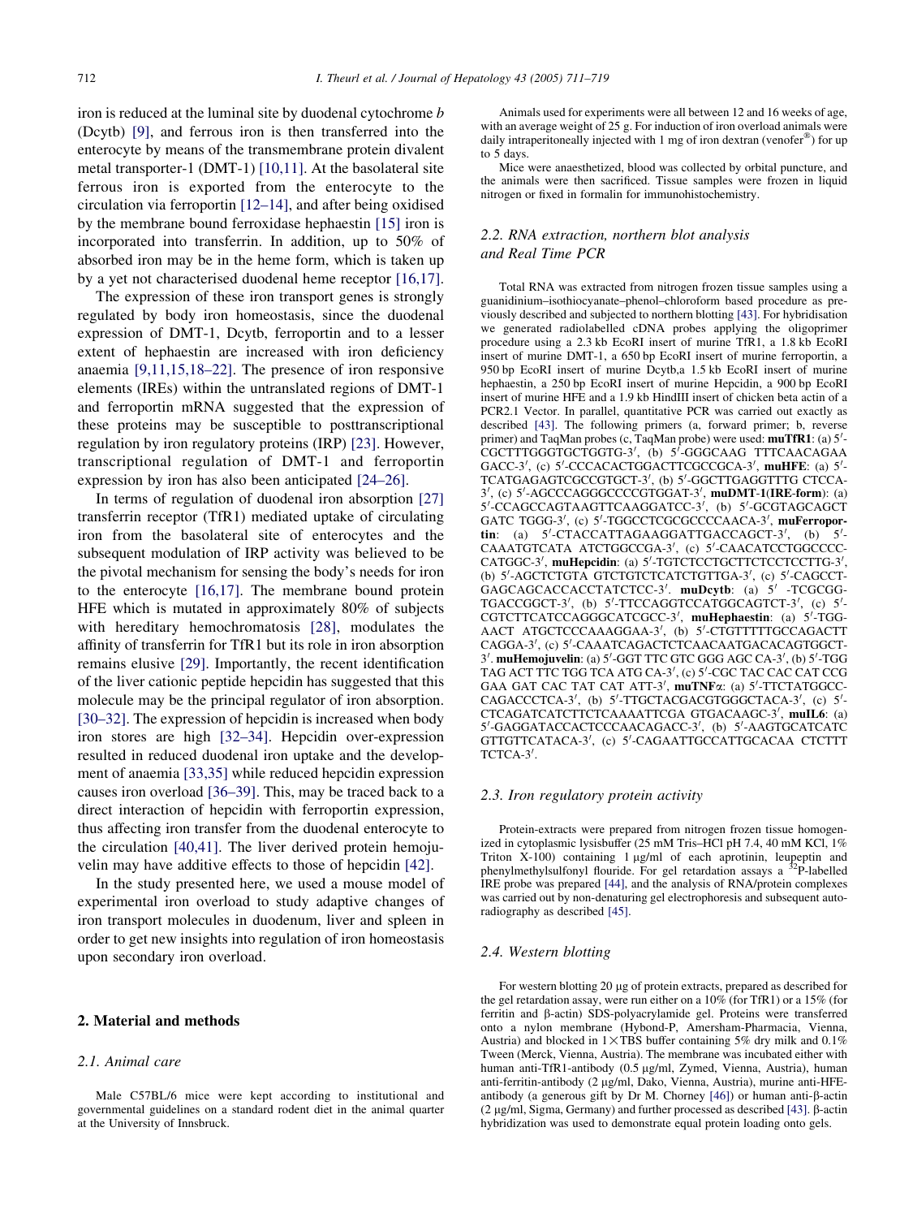iron is reduced at the luminal site by duodenal cytochrome *b* (Dcytb) [9], and ferrous iron is then transferred into the enterocyte by means of the transmembrane protein divalent metal transporter-1 (DMT-1) [10,11]. At the basolateral site ferrous iron is exported from the enterocyte to the circulation via ferroportin [12–14], and after being oxidised by the membrane bound ferroxidase hephaestin [15] iron is incorporated into transferrin. In addition, up to 50% of absorbed iron may be in the heme form, which is taken up by a yet not characterised duodenal heme receptor [16,17].

The expression of these iron transport genes is strongly regulated by body iron homeostasis, since the duodenal expression of DMT-1, Dcytb, ferroportin and to a lesser extent of hephaestin are increased with iron deficiency anaemia [9,11,15,18–22]. The presence of iron responsive elements (IREs) within the untranslated regions of DMT-1 and ferroportin mRNA suggested that the expression of these proteins may be susceptible to posttranscriptional regulation by iron regulatory proteins (IRP) [23]. However, transcriptional regulation of DMT-1 and ferroportin expression by iron has also been anticipated [24–26].

In terms of regulation of duodenal iron absorption [27] transferrin receptor (TfR1) mediated uptake of circulating iron from the basolateral site of enterocytes and the subsequent modulation of IRP activity was believed to be the pivotal mechanism for sensing the body's needs for iron to the enterocyte [16,17]. The membrane bound protein HFE which is mutated in approximately 80% of subjects with hereditary hemochromatosis [28], modulates the affinity of transferrin for TfR1 but its role in iron absorption remains elusive [29]. Importantly, the recent identification of the liver cationic peptide hepcidin has suggested that this molecule may be the principal regulator of iron absorption. [30–32]. The expression of hepcidin is increased when body iron stores are high [32–34]. Hepcidin over-expression resulted in reduced duodenal iron uptake and the development of anaemia [33,35] while reduced hepcidin expression causes iron overload [36–39]. This, may be traced back to a direct interaction of hepcidin with ferroportin expression, thus affecting iron transfer from the duodenal enterocyte to the circulation [40,41]. The liver derived protein hemojuvelin may have additive effects to those of hepcidin [42].

In the study presented here, we used a mouse model of experimental iron overload to study adaptive changes of iron transport molecules in duodenum, liver and spleen in order to get new insights into regulation of iron homeostasis upon secondary iron overload.

## 2. Material and methods

### 2.1. Animal care

Male C57BL/6 mice were kept according to institutional and governmental guidelines on a standard rodent diet in the animal quarter at the University of Innsbruck.

Animals used for experiments were all between 12 and 16 weeks of age, with an average weight of 25 g. For induction of iron overload animals were daily intraperitoneally injected with 1 mg of iron dextran (venofer®) for up to 5 days.

Mice were anaesthetized, blood was collected by orbital puncture, and the animals were then sacrificed. Tissue samples were frozen in liquid nitrogen or fixed in formalin for immunohistochemistry.

### 2.2. RNA extraction, northern blot analysis and Real Time PCR

Total RNA was extracted from nitrogen frozen tissue samples using a guanidinium–isothiocyanate–phenol–chloroform based procedure as previously described and subjected to northern blotting [43]. For hybridisation we generated radiolabelled cDNA probes applying the oligoprimer procedure using a 2.3 kb EcoRI insert of murine TfR1, a 1.8 kb EcoRI insert of murine DMT-1, a 650 bp EcoRI insert of murine ferroportin, a 950 bp EcoRI insert of murine Dcytb,a 1.5 kb EcoRI insert of murine hephaestin, a 250 bp EcoRI insert of murine Hepcidin, a 900 bp EcoRI insert of murine HFE and a 1.9 kb HindIII insert of chicken beta actin of a PCR2.1 Vector. In parallel, quantitative PCR was carried out exactly as described [43]. The following primers (a, forward primer; b, reverse primer) and TaqMan probes (c, TaqMan probe) were used: **muTfR1**: (a) 5′-CGCTTTGGGTGCTGGTG-3′, (b) 5′-GGGCAAG TTTCAACAGAA GACC-3′, (c) 5′-CCCACACTGGACTTCGCCGCA-3′, **muHFE**: (a) 5′-TCATGAGAGTCGCCGTGCT-3′, (b) 5′-GGCTTGAGGTTTG CTCCA-3′, (c) 5′-AGCCCAGGGCCCCGTGGAT-3′, **muDMT-1(IRE-form)**: (a) 5′-CCAGCCAGTAAGTTCAAGGATCC-3′, (b) 5′-GCGTAGCAGCT GATC TGGG-3′, (c) 5′-TGGCCTCGCGCCCCAACA-3′, **muFerroportin**: (a) 5′-CTACCATTAGAAGGATTGACCAGCT-3′, (b) 5′-CAAATGTCATA ATCTGGCCGA-3′, (c) 5′-CAACATCCTGGCCCCATGGC-3′, **muHepcidin**: (a) 5′-TGTCTCCTGCTTCTCCTCCTTG-3′, (b) 5′-AGCTCTGTA GTCTGTCTCATCTGTTGA-3′, (c) 5′-CAGCCTGAGCAGCACCACCTATCTCC-3′. **muDcytb**: (a) 5′ -TCGCGGTGACCGGCT-3′, (b) 5′-TTCCAGGTCCATGGCAGTCT-3′, (c) 5′-CGTCTTCATCCAGGGCATCGCC-3′, **muHephaestin**: (a) 5′-TGGAACT ATGCTCCCAAAGGAA-3′, (b) 5′-CTGTTTTTGCCAGACTT CAGGA-3′, (c) 5′-CAAATCAGACTCTCAACAATGACACAGTGGCT-3′. **muHemojuvelin**: (a) 5′-GGT TTC GTC GGG AGC CA-3′, (b) 5′-TGG TAG ACT TTC TGG TCA ATG CA-3′, (c) 5′-CGC TAC CAC CAT CCG GAA GAT CAC TAT CAT ATT-3′, **muTNFα**: (a) 5′-TTCTATGGCCCAGACCCTCA-3′, (b) 5′-TTGCTACGACGTGGGCTACA-3′, (c) 5′-CTCAGATCATCTTCTCAAAATTCGA GTGACAAGC-3′, **muIL6**: (a) 5′-GAGGATACCACTCCCAACAGACC-3′, (b) 5′-AAGTGCATCATC GTTGTTCATACA-3′, (c) 5′-CAGAATTGCCATTGCACAA CTCTTT TCTCA-3′.

### 2.3. Iron regulatory protein activity

Protein-extracts were prepared from nitrogen frozen tissue homogenized in cytoplasmic lysisbuffer (25 mM Tris–HCl pH 7.4, 40 mM KCl, 1% Triton X-100) containing 1 μg/ml of each aprotinin, leupeptin and phenylmethylsulfonyl flouride. For gel retardation assays a $^{32}$P-labelled IRE probe was prepared [44], and the analysis of RNA/protein complexes was carried out by non-denaturing gel electrophoresis and subsequent autoradiography as described [45].

### 2.4. Western blotting

For western blotting 20 μg of protein extracts, prepared as described for the gel retardation assay, were run either on a 10% (for TfR1) or a 15% (for ferritin and β-actin) SDS-polyacrylamide gel. Proteins were transferred onto a nylon membrane (Hybond-P, Amersham-Pharmacia, Vienna, Austria) and blocked in 1×TBS buffer containing 5% dry milk and 0.1% Tween (Merck, Vienna, Austria). The membrane was incubated either with human anti-TfR1-antibody (0.5 μg/ml, Zymed, Vienna, Austria), human anti-ferritin-antibody (2 μg/ml, Dako, Vienna, Austria), murine anti-HFE-antibody (a generous gift by Dr M. Chorney [46]) or human anti-β-actin (2 μg/ml, Sigma, Germany) and further processed as described [43]. β-actin hybridization was used to demonstrate equal protein loading onto gels.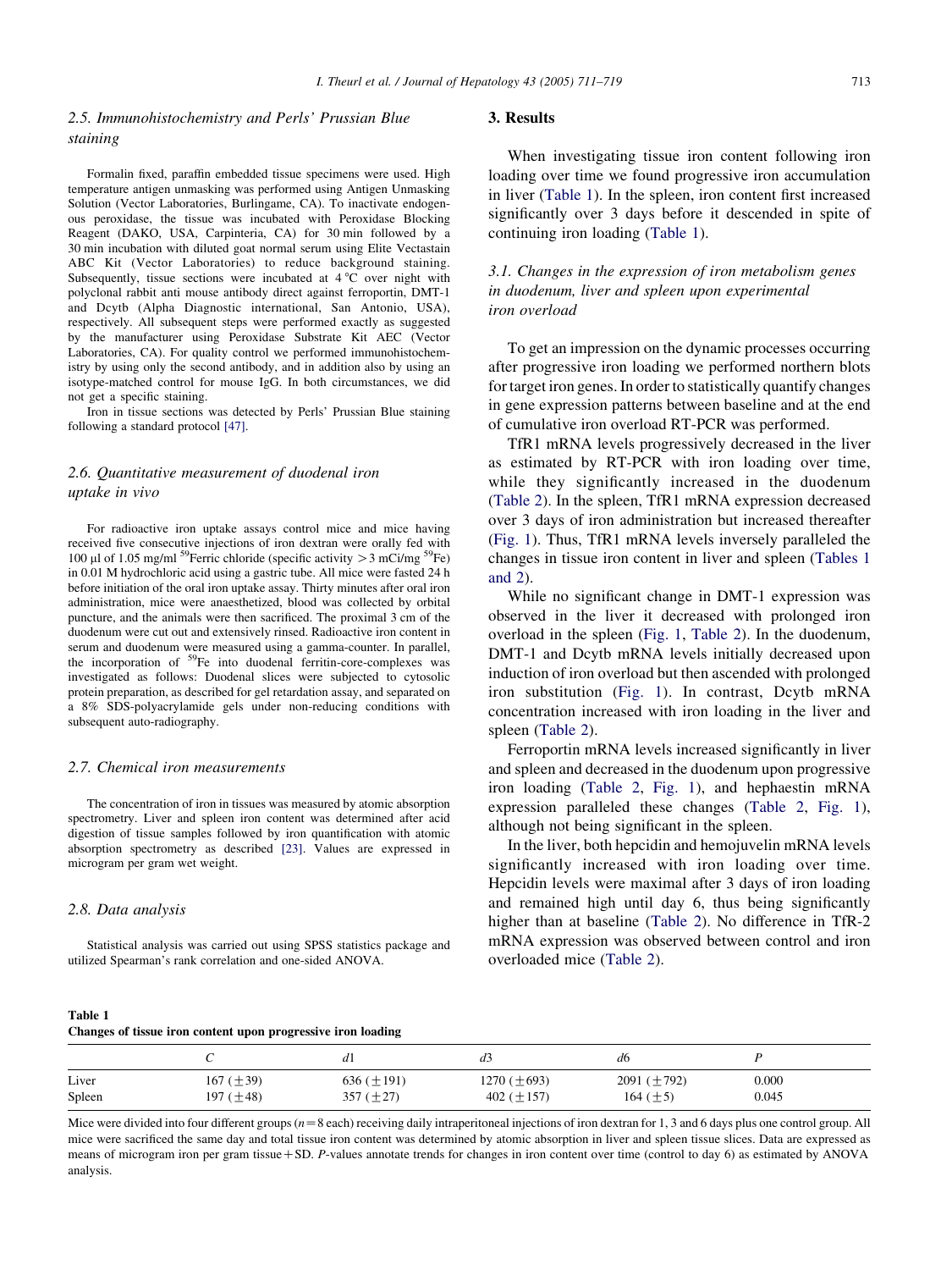### 2.5. Immunohistochemistry and Perls' Prussian Blue staining

Formalin fixed, paraffin embedded tissue specimens were used. High temperature antigen unmasking was performed using Antigen Unmasking Solution (Vector Laboratories, Burlingame, CA). To inactivate endogenous peroxidase, the tissue was incubated with Peroxidase Blocking Reagent (DAKO, USA, Carpinteria, CA) for 30 min followed by a 30 min incubation with diluted goat normal serum using Elite Vectastain ABC Kit (Vector Laboratories) to reduce background staining. Subsequently, tissue sections were incubated at 4 °C over night with polyclonal rabbit anti mouse antibody direct against ferroportin, DMT-1 and Dcytb (Alpha Diagnostic international, San Antonio, USA), respectively. All subsequent steps were performed exactly as suggested by the manufacturer using Peroxidase Substrate Kit AEC (Vector Laboratories, CA). For quality control we performed immunohistochemistry by using only the second antibody, and in addition also by using an isotype-matched control for mouse IgG. In both circumstances, we did not get a specific staining.

Iron in tissue sections was detected by Perls' Prussian Blue staining following a standard protocol [47].

### 2.6. Quantitative measurement of duodenal iron uptake in vivo

For radioactive iron uptake assays control mice and mice having received five consecutive injections of iron dextran were orally fed with 100 μl of 1.05 mg/ml $^{59}$Ferric chloride (specific activity $>3$ mCi/mg $^{59}$Fe) in 0.01 M hydrochloric acid using a gastric tube. All mice were fasted 24 h before initiation of the oral iron uptake assay. Thirty minutes after oral iron administration, mice were anaesthetized, blood was collected by orbital puncture, and the animals were then sacrificed. The proximal 3 cm of the duodenum were cut out and extensively rinsed. Radioactive iron content in serum and duodenum were measured using a gamma-counter. In parallel, the incorporation of $^{59}$Fe into duodenal ferritin-core-complexes was investigated as follows: Duodenal slices were subjected to cytosolic protein preparation, as described for gel retardation assay, and separated on a 8% SDS-polyacrylamide gels under non-reducing conditions with subsequent auto-radiography.

### 2.7. Chemical iron measurements

The concentration of iron in tissues was measured by atomic absorption spectrometry. Liver and spleen iron content was determined after acid digestion of tissue samples followed by iron quantification with atomic absorption spectrometry as described [23]. Values are expressed in microgram per gram wet weight.

### 2.8. Data analysis

Statistical analysis was carried out using SPSS statistics package and utilized Spearman's rank correlation and one-sided ANOVA.

## 3. Results

When investigating tissue iron content following iron loading over time we found progressive iron accumulation in liver (Table 1). In the spleen, iron content first increased significantly over 3 days before it descended in spite of continuing iron loading (Table 1).

### 3.1. Changes in the expression of iron metabolism genes in duodenum, liver and spleen upon experimental iron overload

To get an impression on the dynamic processes occurring after progressive iron loading we performed northern blots for target iron genes. In order to statistically quantify changes in gene expression patterns between baseline and at the end of cumulative iron overload RT-PCR was performed.

TfR1 mRNA levels progressively decreased in the liver as estimated by RT-PCR with iron loading over time, while they significantly increased in the duodenum (Table 2). In the spleen, TfR1 mRNA expression decreased over 3 days of iron administration but increased thereafter (Fig. 1). Thus, TfR1 mRNA levels inversely paralleled the changes in tissue iron content in liver and spleen (Tables 1 and 2).

While no significant change in DMT-1 expression was observed in the liver it decreased with prolonged iron overload in the spleen (Fig. 1, Table 2). In the duodenum, DMT-1 and Dcytb mRNA levels initially decreased upon induction of iron overload but then ascended with prolonged iron substitution (Fig. 1). In contrast, Dcytb mRNA concentration increased with iron loading in the liver and spleen (Table 2).

Ferroportin mRNA levels increased significantly in liver and spleen and decreased in the duodenum upon progressive iron loading (Table 2, Fig. 1), and hephaestin mRNA expression paralleled these changes (Table 2, Fig. 1), although not being significant in the spleen.

In the liver, both hepcidin and hemojuvelin mRNA levels significantly increased with iron loading over time. Hepcidin levels were maximal after 3 days of iron loading and remained high until day 6, thus being significantly higher than at baseline (Table 2). No difference in TfR-2 mRNA expression was observed between control and iron overloaded mice (Table 2).

**Table 1**
**Changes of tissue iron content upon progressive iron loading**

| | *C* | *d*1 | *d*3 | *d*6 | *P* |
|---|---|---|---|---|---|
| Liver | 167 (±39) | 636 (±191) | 1270 (±693) | 2091 (±792) | 0.000 |
| Spleen | 197 (±48) | 357 (±27) | 402 (±157) | 164 (±5) | 0.045 |

Mice were divided into four different groups ($n=8$ each) receiving daily intraperitoneal injections of iron dextran for 1, 3 and 6 days plus one control group. All mice were sacrificed the same day and total tissue iron content was determined by atomic absorption in liver and spleen tissue slices. Data are expressed as means of microgram iron per gram tissue + SD. *P*-values annotate trends for changes in iron content over time (control to day 6) as estimated by ANOVA analysis.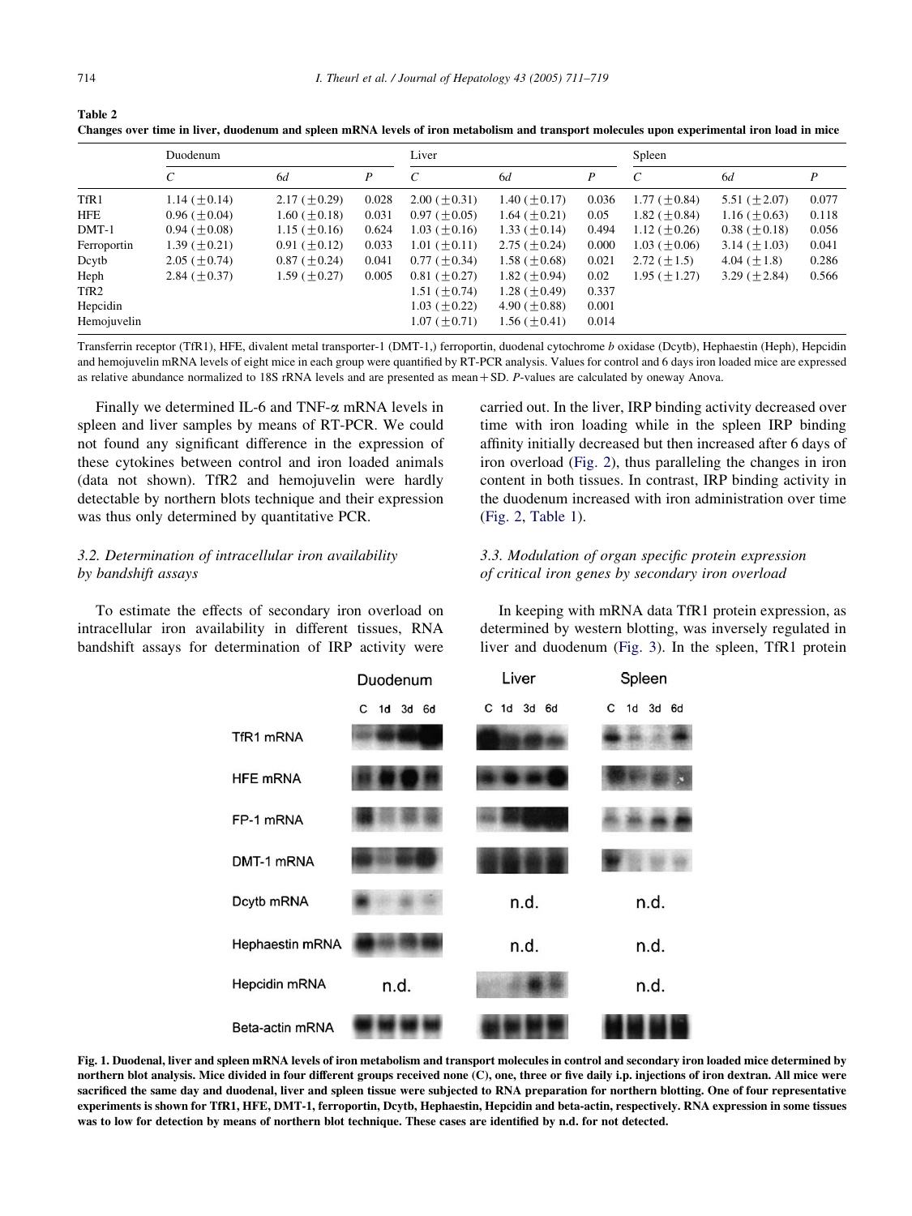**Table 2**
**Changes over time in liver, duodenum and spleen mRNA levels of iron metabolism and transport molecules upon experimental iron load in mice**

| | Duodenum | | | Liver | | | Spleen | | |
|---|---|---|---|---|---|---|---|---|---|
| | *C* | *6d* | *P* | *C* | *6d* | *P* | *C* | *6d* | *P* |
| TfR1 | 1.14 (±0.14) | 2.17 (±0.29) | 0.028 | 2.00 (±0.31) | 1.40 (±0.17) | 0.036 | 1.77 (±0.84) | 5.51 (±2.07) | 0.077 |
| HFE | 0.96 (±0.04) | 1.60 (±0.18) | 0.031 | 0.97 (±0.05) | 1.64 (±0.21) | 0.05 | 1.82 (±0.84) | 1.16 (±0.63) | 0.118 |
| DMT-1 | 0.94 (±0.08) | 1.15 (±0.16) | 0.624 | 1.03 (±0.16) | 1.33 (±0.14) | 0.494 | 1.12 (±0.26) | 0.38 (±0.18) | 0.056 |
| Ferroportin | 1.39 (±0.21) | 0.91 (±0.12) | 0.033 | 1.01 (±0.11) | 2.75 (±0.24) | 0.000 | 1.03 (±0.06) | 3.14 (±1.03) | 0.041 |
| Dcytb | 2.05 (±0.74) | 0.87 (±0.24) | 0.041 | 0.77 (±0.34) | 1.58 (±0.68) | 0.021 | 2.72 (±1.5) | 4.04 (±1.8) | 0.286 |
| Heph | 2.84 (±0.37) | 1.59 (±0.27) | 0.005 | 0.81 (±0.27) | 1.82 (±0.94) | 0.02 | 1.95 (±1.27) | 3.29 (±2.84) | 0.566 |
| TfR2 | | | | 1.51 (±0.74) | 1.28 (±0.49) | 0.337 | | | |
| Hepcidin | | | | 1.03 (±0.22) | 4.90 (±0.88) | 0.001 | | | |
| Hemojuvelin | | | | 1.07 (±0.71) | 1.56 (±0.41) | 0.014 | | | |

Transferrin receptor (TfR1), HFE, divalent metal transporter-1 (DMT-1,) ferroportin, duodenal cytochrome *b* oxidase (Dcytb), Hephaestin (Heph), Hepcidin and hemojuvelin mRNA levels of eight mice in each group were quantified by RT-PCR analysis. Values for control and 6 days iron loaded mice are expressed as relative abundance normalized to 18S rRNA levels and are presented as mean+SD. *P*-values are calculated by oneway Anova.

Finally we determined IL-6 and TNF-α mRNA levels in spleen and liver samples by means of RT-PCR. We could not found any significant difference in the expression of these cytokines between control and iron loaded animals (data not shown). TfR2 and hemojuvelin were hardly detectable by northern blots technique and their expression was thus only determined by quantitative PCR.

### 3.2. Determination of intracellular iron availability by bandshift assays

To estimate the effects of secondary iron overload on intracellular iron availability in different tissues, RNA bandshift assays for determination of IRP activity were carried out. In the liver, IRP binding activity decreased over time with iron loading while in the spleen IRP binding affinity initially decreased but then increased after 6 days of iron overload (Fig. 2), thus paralleling the changes in iron content in both tissues. In contrast, IRP binding activity in the duodenum increased with iron administration over time (Fig. 2, Table 1).

### 3.3. Modulation of organ specific protein expression of critical iron genes by secondary iron overload

In keeping with mRNA data TfR1 protein expression, as determined by western blotting, was inversely regulated in liver and duodenum (Fig. 3). In the spleen, TfR1 protein

**Fig. 1. Duodenal, liver and spleen mRNA levels of iron metabolism and transport molecules in control and secondary iron loaded mice determined by northern blot analysis. Mice divided in four different groups received none (C), one, three or five daily i.p. injections of iron dextran. All mice were sacrificed the same day and duodenal, liver and spleen tissue were subjected to RNA preparation for northern blotting. One of four representative experiments is shown for TfR1, HFE, DMT-1, ferroportin, Dcytb, Hephaestin, Hepcidin and beta-actin, respectively. RNA expression in some tissues was to low for detection by means of northern blot technique. These cases are identified by n.d. for not detected.**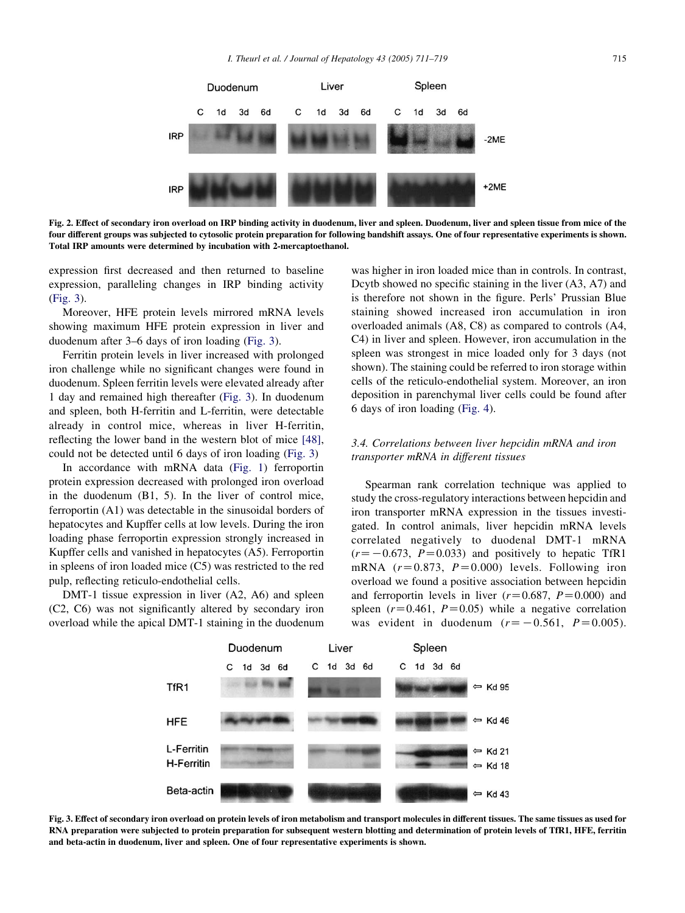Fig. 2. Effect of secondary iron overload on IRP binding activity in duodenum, liver and spleen. Duodenum, liver and spleen tissue from mice of the four different groups was subjected to cytosolic protein preparation for following bandshift assays. One of four representative experiments is shown. Total IRP amounts were determined by incubation with 2-mercaptoethanol.

expression first decreased and then returned to baseline expression, paralleling changes in IRP binding activity (Fig. 3).

Moreover, HFE protein levels mirrored mRNA levels showing maximum HFE protein expression in liver and duodenum after 3–6 days of iron loading (Fig. 3).

Ferritin protein levels in liver increased with prolonged iron challenge while no significant changes were found in duodenum. Spleen ferritin levels were elevated already after 1 day and remained high thereafter (Fig. 3). In duodenum and spleen, both H-ferritin and L-ferritin, were detectable already in control mice, whereas in liver H-ferritin, reflecting the lower band in the western blot of mice [48], could not be detected until 6 days of iron loading (Fig. 3)

In accordance with mRNA data (Fig. 1) ferroportin protein expression decreased with prolonged iron overload in the duodenum (B1, 5). In the liver of control mice, ferroportin (A1) was detectable in the sinusoidal borders of hepatocytes and Kupffer cells at low levels. During the iron loading phase ferroportin expression strongly increased in Kupffer cells and vanished in hepatocytes (A5). Ferroportin in spleens of iron loaded mice (C5) was restricted to the red pulp, reflecting reticulo-endothelial cells.

DMT-1 tissue expression in liver (A2, A6) and spleen (C2, C6) was not significantly altered by secondary iron overload while the apical DMT-1 staining in the duodenum was higher in iron loaded mice than in controls. In contrast, Dcytb showed no specific staining in the liver (A3, A7) and is therefore not shown in the figure. Perls' Prussian Blue staining showed increased iron accumulation in iron overloaded animals (A8, C8) as compared to controls (A4, C4) in liver and spleen. However, iron accumulation in the spleen was strongest in mice loaded only for 3 days (not shown). The staining could be referred to iron storage within cells of the reticulo-endothelial system. Moreover, an iron deposition in parenchymal liver cells could be found after 6 days of iron loading (Fig. 4).

### *3.4. Correlations between liver hepcidin mRNA and iron transporter mRNA in different tissues*

Spearman rank correlation technique was applied to study the cross-regulatory interactions between hepcidin and iron transporter mRNA expression in the tissues investigated. In control animals, liver hepcidin mRNA levels correlated negatively to duodenal DMT-1 mRNA ($r = -0.673$, $P = 0.033$) and positively to hepatic TfR1 mRNA ($r = 0.873$, $P = 0.000$) levels. Following iron overload we found a positive association between hepcidin and ferroportin levels in liver ($r = 0.687$, $P = 0.000$) and spleen ($r = 0.461$, $P = 0.05$) while a negative correlation was evident in duodenum ($r = -0.561$, $P = 0.005$).

Fig. 3. Effect of secondary iron overload on protein levels of iron metabolism and transport molecules in different tissues. The same tissues as used for RNA preparation were subjected to protein preparation for subsequent western blotting and determination of protein levels of TfR1, HFE, ferritin and beta-actin in duodenum, liver and spleen. One of four representative experiments is shown.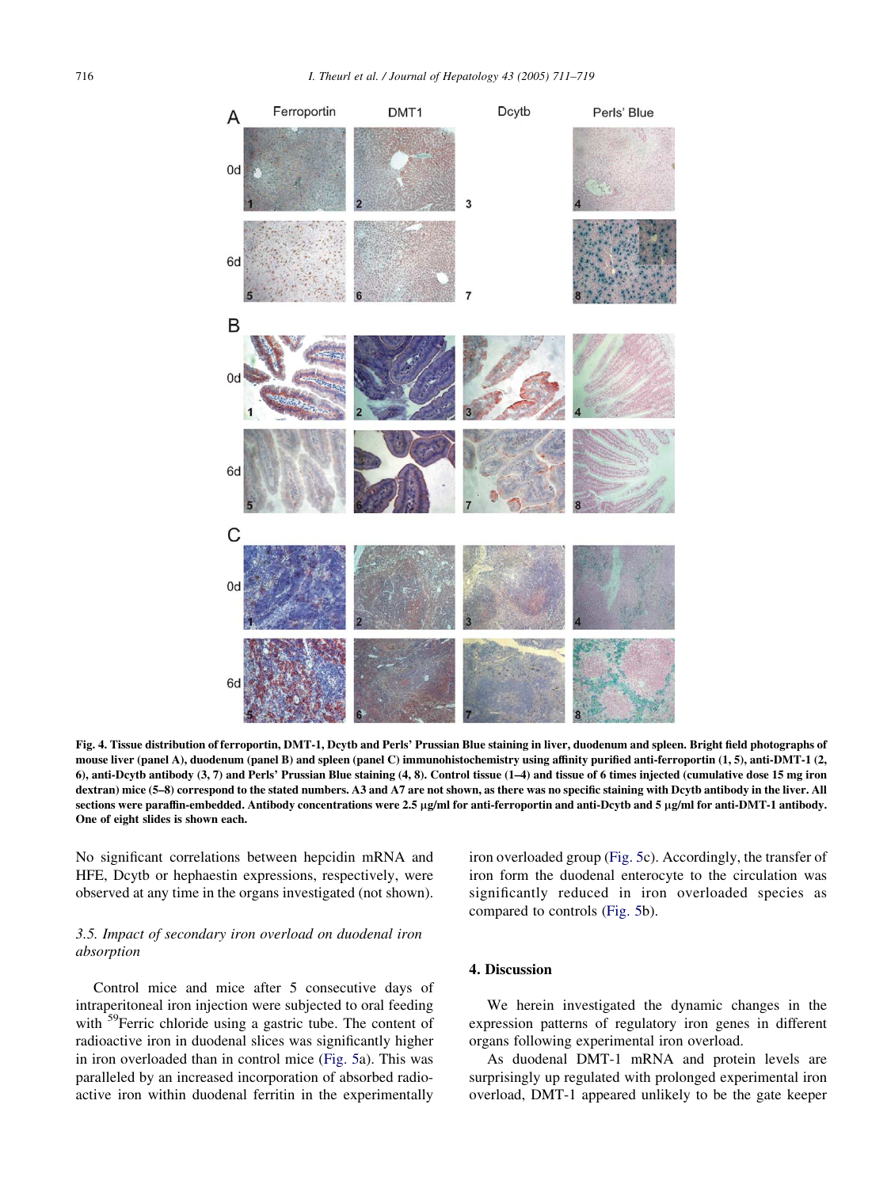**Fig. 4. Tissue distribution of ferroportin, DMT-1, Dcytb and Perls' Prussian Blue staining in liver, duodenum and spleen. Bright field photographs of mouse liver (panel A), duodenum (panel B) and spleen (panel C) immunohistochemistry using affinity purified anti-ferroportin (1, 5), anti-DMT-1 (2, 6), anti-Dcytb antibody (3, 7) and Perls' Prussian Blue staining (4, 8). Control tissue (1–4) and tissue of 6 times injected (cumulative dose 15 mg iron dextran) mice (5–8) correspond to the stated numbers. A3 and A7 are not shown, as there was no specific staining with Dcytb antibody in the liver. All sections were paraffin-embedded. Antibody concentrations were 2.5 μg/ml for anti-ferroportin and anti-Dcytb and 5 μg/ml for anti-DMT-1 antibody. One of eight slides is shown each.**

No significant correlations between hepcidin mRNA and HFE, Dcytb or hephaestin expressions, respectively, were observed at any time in the organs investigated (not shown).

### 3.5. Impact of secondary iron overload on duodenal iron absorption

Control mice and mice after 5 consecutive days of intraperitoneal iron injection were subjected to oral feeding with [59]Ferric chloride using a gastric tube. The content of radioactive iron in duodenal slices was significantly higher in iron overloaded than in control mice (Fig. 5a). This was paralleled by an increased incorporation of absorbed radioactive iron within duodenal ferritin in the experimentally iron overloaded group (Fig. 5c). Accordingly, the transfer of iron form the duodenal enterocyte to the circulation was significantly reduced in iron overloaded species as compared to controls (Fig. 5b).

## 4. Discussion

We herein investigated the dynamic changes in the expression patterns of regulatory iron genes in different organs following experimental iron overload.

As duodenal DMT-1 mRNA and protein levels are surprisingly up regulated with prolonged experimental iron overload, DMT-1 appeared unlikely to be the gate keeper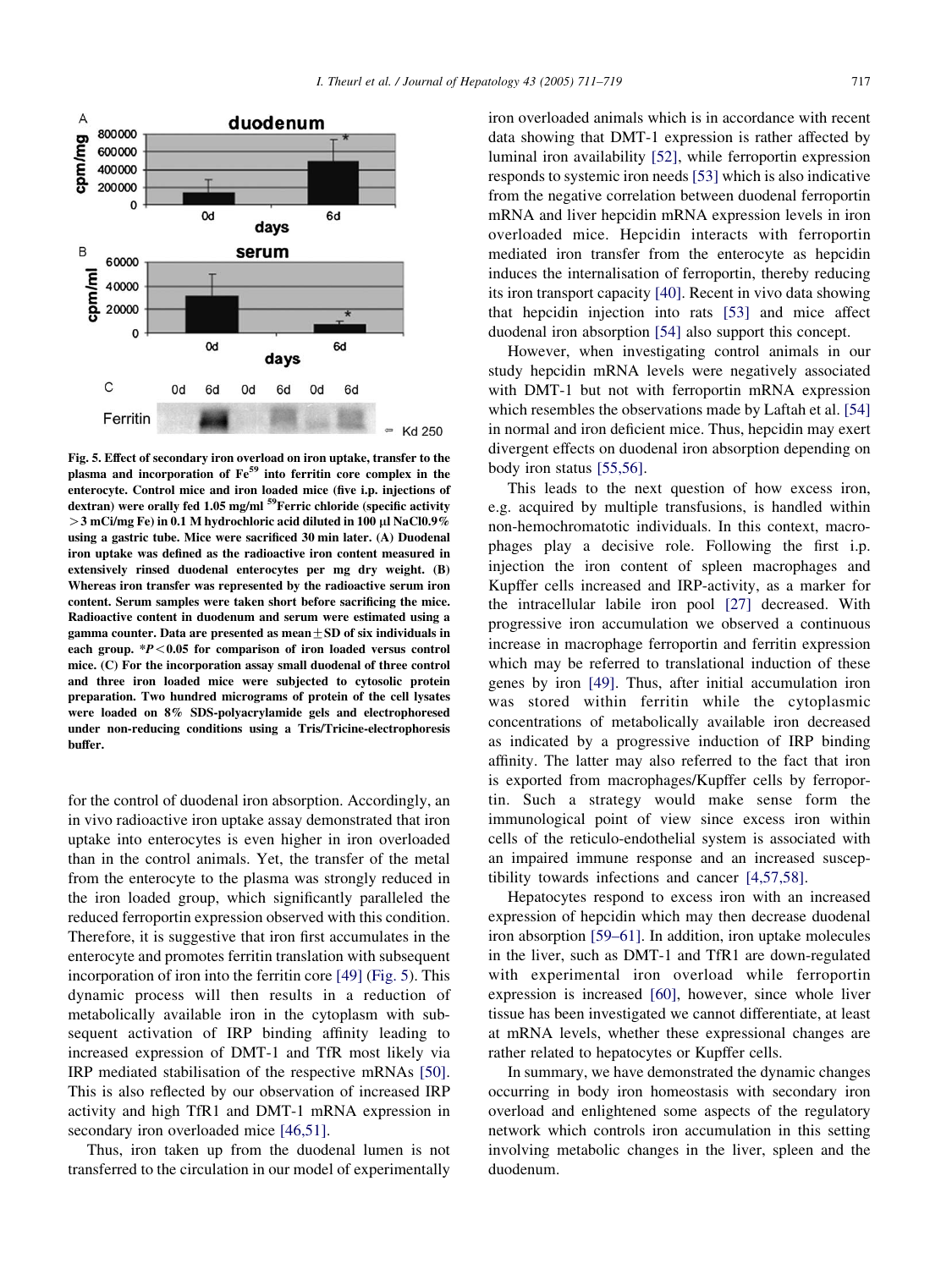**Fig. 5. Effect of secondary iron overload on iron uptake, transfer to the plasma and incorporation of $Fe^{59}$ into ferritin core complex in the enterocyte. Control mice and iron loaded mice (five i.p. injections of dextran) were orally fed 1.05 mg/ml $^{59}$Ferric chloride (specific activity >3 mCi/mg Fe) in 0.1 M hydrochloric acid diluted in 100 µl NaCl0.9% using a gastric tube. Mice were sacrificed 30 min later. (A) Duodenal iron uptake was defined as the radioactive iron content measured in extensively rinsed duodenal enterocytes per mg dry weight. (B) Whereas iron transfer was represented by the radioactive serum iron content. Serum samples were taken short before sacrificing the mice. Radioactive content in duodenum and serum were estimated using a gamma counter. Data are presented as mean±SD of six individuals in each group. *$P<0.05$ for comparison of iron loaded versus control mice. (C) For the incorporation assay small duodenal of three control and three iron loaded mice were subjected to cytosolic protein preparation. Two hundred micrograms of protein of the cell lysates were loaded on 8% SDS-polyacrylamide gels and electrophoresed under non-reducing conditions using a Tris/Tricine-electrophoresis buffer.**

for the control of duodenal iron absorption. Accordingly, an in vivo radioactive iron uptake assay demonstrated that iron uptake into enterocytes is even higher in iron overloaded than in the control animals. Yet, the transfer of the metal from the enterocyte to the plasma was strongly reduced in the iron loaded group, which significantly paralleled the reduced ferroportin expression observed with this condition. Therefore, it is suggestive that iron first accumulates in the enterocyte and promotes ferritin translation with subsequent incorporation of iron into the ferritin core [49] (Fig. 5). This dynamic process will then results in a reduction of metabolically available iron in the cytoplasm with subsequent activation of IRP binding affinity leading to increased expression of DMT-1 and TfR most likely via IRP mediated stabilisation of the respective mRNAs [50]. This is also reflected by our observation of increased IRP activity and high TfR1 and DMT-1 mRNA expression in secondary iron overloaded mice [46,51].

Thus, iron taken up from the duodenal lumen is not transferred to the circulation in our model of experimentally iron overloaded animals which is in accordance with recent data showing that DMT-1 expression is rather affected by luminal iron availability [52], while ferroportin expression responds to systemic iron needs [53] which is also indicative from the negative correlation between duodenal ferroportin mRNA and liver hepcidin mRNA expression levels in iron overloaded mice. Hepcidin interacts with ferroportin mediated iron transfer from the enterocyte as hepcidin induces the internalisation of ferroportin, thereby reducing its iron transport capacity [40]. Recent in vivo data showing that hepcidin injection into rats [53] and mice affect duodenal iron absorption [54] also support this concept.

However, when investigating control animals in our study hepcidin mRNA levels were negatively associated with DMT-1 but not with ferroportin mRNA expression which resembles the observations made by Laftah et al. [54] in normal and iron deficient mice. Thus, hepcidin may exert divergent effects on duodenal iron absorption depending on body iron status [55,56].

This leads to the next question of how excess iron, e.g. acquired by multiple transfusions, is handled within non-hemochromatotic individuals. In this context, macrophages play a decisive role. Following the first i.p. injection the iron content of spleen macrophages and Kupffer cells increased and IRP-activity, as a marker for the intracellular labile iron pool [27] decreased. With progressive iron accumulation we observed a continuous increase in macrophage ferroportin and ferritin expression which may be referred to translational induction of these genes by iron [49]. Thus, after initial accumulation iron was stored within ferritin while the cytoplasmic concentrations of metabolically available iron decreased as indicated by a progressive induction of IRP binding affinity. The latter may also referred to the fact that iron is exported from macrophages/Kupffer cells by ferroportin. Such a strategy would make sense form the immunological point of view since excess iron within cells of the reticulo-endothelial system is associated with an impaired immune response and an increased susceptibility towards infections and cancer [4,57,58].

Hepatocytes respond to excess iron with an increased expression of hepcidin which may then decrease duodenal iron absorption [59–61]. In addition, iron uptake molecules in the liver, such as DMT-1 and TfR1 are down-regulated with experimental iron overload while ferroportin expression is increased [60], however, since whole liver tissue has been investigated we cannot differentiate, at least at mRNA levels, whether these expressional changes are rather related to hepatocytes or Kupffer cells.

In summary, we have demonstrated the dynamic changes occurring in body iron homeostasis with secondary iron overload and enlightened some aspects of the regulatory network which controls iron accumulation in this setting involving metabolic changes in the liver, spleen and the duodenum.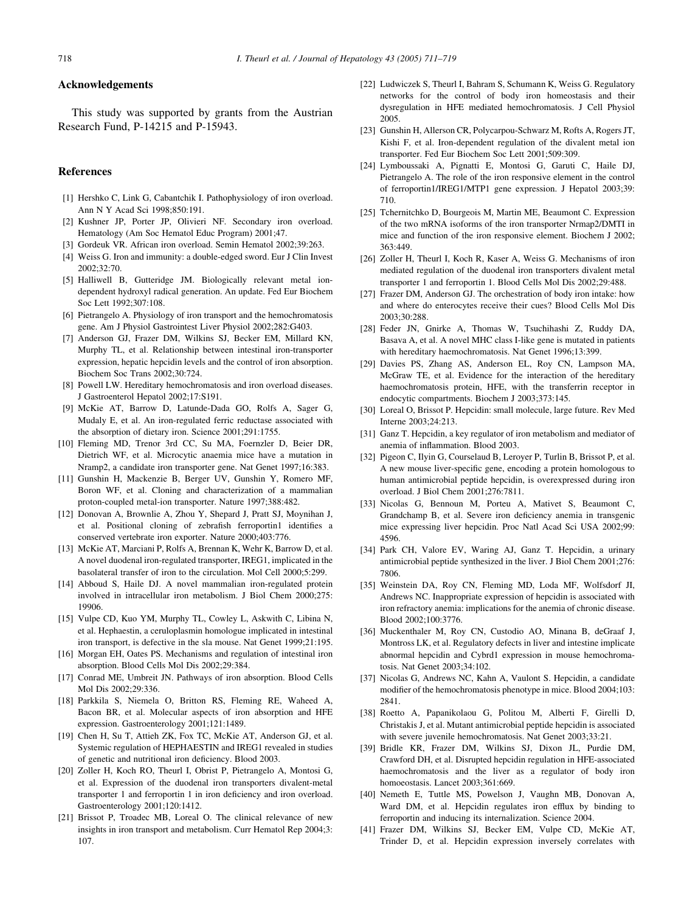## Acknowledgements

This study was supported by grants from the Austrian Research Fund, P-14215 and P-15943.

## References

[1] Hershko C, Link G, Cabantchik I. Pathophysiology of iron overload. Ann N Y Acad Sci 1998;850:191.

[2] Kushner JP, Porter JP, Olivieri NF. Secondary iron overload. Hematology (Am Soc Hematol Educ Program) 2001;47.

[3] Gordeuk VR. African iron overload. Semin Hematol 2002;39:263.

[4] Weiss G. Iron and immunity: a double-edged sword. Eur J Clin Invest 2002;32:70.

[5] Halliwell B, Gutteridge JM. Biologically relevant metal ion-dependent hydroxyl radical generation. An update. Fed Eur Biochem Soc Lett 1992;307:108.

[6] Pietrangelo A. Physiology of iron transport and the hemochromatosis gene. Am J Physiol Gastrointest Liver Physiol 2002;282:G403.

[7] Anderson GJ, Frazer DM, Wilkins SJ, Becker EM, Millard KN, Murphy TL, et al. Relationship between intestinal iron-transporter expression, hepatic hepcidin levels and the control of iron absorption. Biochem Soc Trans 2002;30:724.

[8] Powell LW. Hereditary hemochromatosis and iron overload diseases. J Gastroenterol Hepatol 2002;17:S191.

[9] McKie AT, Barrow D, Latunde-Dada GO, Rolfs A, Sager G, Mudaly E, et al. An iron-regulated ferric reductase associated with the absorption of dietary iron. Science 2001;291:1755.

[10] Fleming MD, Trenor 3rd CC, Su MA, Foernzler D, Beier DR, Dietrich WF, et al. Microcytic anaemia mice have a mutation in Nramp2, a candidate iron transporter gene. Nat Genet 1997;16:383.

[11] Gunshin H, Mackenzie B, Berger UV, Gunshin Y, Romero MF, Boron WF, et al. Cloning and characterization of a mammalian proton-coupled metal-ion transporter. Nature 1997;388:482.

[12] Donovan A, Brownlie A, Zhou Y, Shepard J, Pratt SJ, Moynihan J, et al. Positional cloning of zebrafish ferroportin1 identifies a conserved vertebrate iron exporter. Nature 2000;403:776.

[13] McKie AT, Marciani P, Rolfs A, Brennan K, Wehr K, Barrow D, et al. A novel duodenal iron-regulated transporter, IREG1, implicated in the basolateral transfer of iron to the circulation. Mol Cell 2000;5:299.

[14] Abboud S, Haile DJ. A novel mammalian iron-regulated protein involved in intracellular iron metabolism. J Biol Chem 2000;275:19906.

[15] Vulpe CD, Kuo YM, Murphy TL, Cowley L, Askwith C, Libina N, et al. Hephaestin, a ceruloplasmin homologue implicated in intestinal iron transport, is defective in the sla mouse. Nat Genet 1999;21:195.

[16] Morgan EH, Oates PS. Mechanisms and regulation of intestinal iron absorption. Blood Cells Mol Dis 2002;29:384.

[17] Conrad ME, Umbreit JN. Pathways of iron absorption. Blood Cells Mol Dis 2002;29:336.

[18] Parkkila S, Niemela O, Britton RS, Fleming RE, Waheed A, Bacon BR, et al. Molecular aspects of iron absorption and HFE expression. Gastroenterology 2001;121:1489.

[19] Chen H, Su T, Attieh ZK, Fox TC, McKie AT, Anderson GJ, et al. Systemic regulation of HEPHAESTIN and IREG1 revealed in studies of genetic and nutritional iron deficiency. Blood 2003.

[20] Zoller H, Koch RO, Theurl I, Obrist P, Pietrangelo A, Montosi G, et al. Expression of the duodenal iron transporters divalent-metal transporter 1 and ferroportin 1 in iron deficiency and iron overload. Gastroenterology 2001;120:1412.

[21] Brissot P, Troadec MB, Loreal O. The clinical relevance of new insights in iron transport and metabolism. Curr Hematol Rep 2004;3:107.

[22] Ludwiczek S, Theurl I, Bahram S, Schumann K, Weiss G. Regulatory networks for the control of body iron homeostasis and their dysregulation in HFE mediated hemochromatosis. J Cell Physiol 2005.

[23] Gunshin H, Allerson CR, Polycarpou-Schwarz M, Rofts A, Rogers JT, Kishi F, et al. Iron-dependent regulation of the divalent metal ion transporter. Fed Eur Biochem Soc Lett 2001;509:309.

[24] Lymboussaki A, Pignatti E, Montosi G, Garuti C, Haile DJ, Pietrangelo A. The role of the iron responsive element in the control of ferroportin1/IREG1/MTP1 gene expression. J Hepatol 2003;39:710.

[25] Tchernitchko D, Bourgeois M, Martin ME, Beaumont C. Expression of the two mRNA isoforms of the iron transporter Nrmap2/DMTI in mice and function of the iron responsive element. Biochem J 2002;363:449.

[26] Zoller H, Theurl I, Koch R, Kaser A, Weiss G. Mechanisms of iron mediated regulation of the duodenal iron transporters divalent metal transporter 1 and ferroportin 1. Blood Cells Mol Dis 2002;29:488.

[27] Frazer DM, Anderson GJ. The orchestration of body iron intake: how and where do enterocytes receive their cues? Blood Cells Mol Dis 2003;30:288.

[28] Feder JN, Gnirke A, Thomas W, Tsuchihashi Z, Ruddy DA, Basava A, et al. A novel MHC class I-like gene is mutated in patients with hereditary haemochromatosis. Nat Genet 1996;13:399.

[29] Davies PS, Zhang AS, Anderson EL, Roy CN, Lampson MA, McGraw TE, et al. Evidence for the interaction of the hereditary haemochromatosis protein, HFE, with the transferrin receptor in endocytic compartments. Biochem J 2003;373:145.

[30] Loreal O, Brissot P. Hepcidin: small molecule, large future. Rev Med Interne 2003;24:213.

[31] Ganz T. Hepcidin, a key regulator of iron metabolism and mediator of anemia of inflammation. Blood 2003.

[32] Pigeon C, Ilyin G, Courselaud B, Leroyer P, Turlin B, Brissot P, et al. A new mouse liver-specific gene, encoding a protein homologous to human antimicrobial peptide hepcidin, is overexpressed during iron overload. J Biol Chem 2001;276:7811.

[33] Nicolas G, Bennoun M, Porteu A, Mativet S, Beaumont C, Grandchamp B, et al. Severe iron deficiency anemia in transgenic mice expressing liver hepcidin. Proc Natl Acad Sci USA 2002;99:4596.

[34] Park CH, Valore EV, Waring AJ, Ganz T. Hepcidin, a urinary antimicrobial peptide synthesized in the liver. J Biol Chem 2001;276:7806.

[35] Weinstein DA, Roy CN, Fleming MD, Loda MF, Wolfsdorf JI, Andrews NC. Inappropriate expression of hepcidin is associated with iron refractory anemia: implications for the anemia of chronic disease. Blood 2002;100:3776.

[36] Muckenthaler M, Roy CN, Custodio AO, Minana B, deGraaf J, Montross LK, et al. Regulatory defects in liver and intestine implicate abnormal hepcidin and Cybrd1 expression in mouse hemochromatosis. Nat Genet 2003;34:102.

[37] Nicolas G, Andrews NC, Kahn A, Vaulont S. Hepcidin, a candidate modifier of the hemochromatosis phenotype in mice. Blood 2004;103:2841.

[38] Roetto A, Papanikolaou G, Politou M, Alberti F, Girelli D, Christakis J, et al. Mutant antimicrobial peptide hepcidin is associated with severe juvenile hemochromatosis. Nat Genet 2003;33:21.

[39] Bridle KR, Frazer DM, Wilkins SJ, Dixon JL, Purdie DM, Crawford DH, et al. Disrupted hepcidin regulation in HFE-associated haemochromatosis and the liver as a regulator of body iron homoeostasis. Lancet 2003;361:669.

[40] Nemeth E, Tuttle MS, Powelson J, Vaughn MB, Donovan A, Ward DM, et al. Hepcidin regulates iron efflux by binding to ferroportin and inducing its internalization. Science 2004.

[41] Frazer DM, Wilkins SJ, Becker EM, Vulpe CD, McKie AT, Trinder D, et al. Hepcidin expression inversely correlates with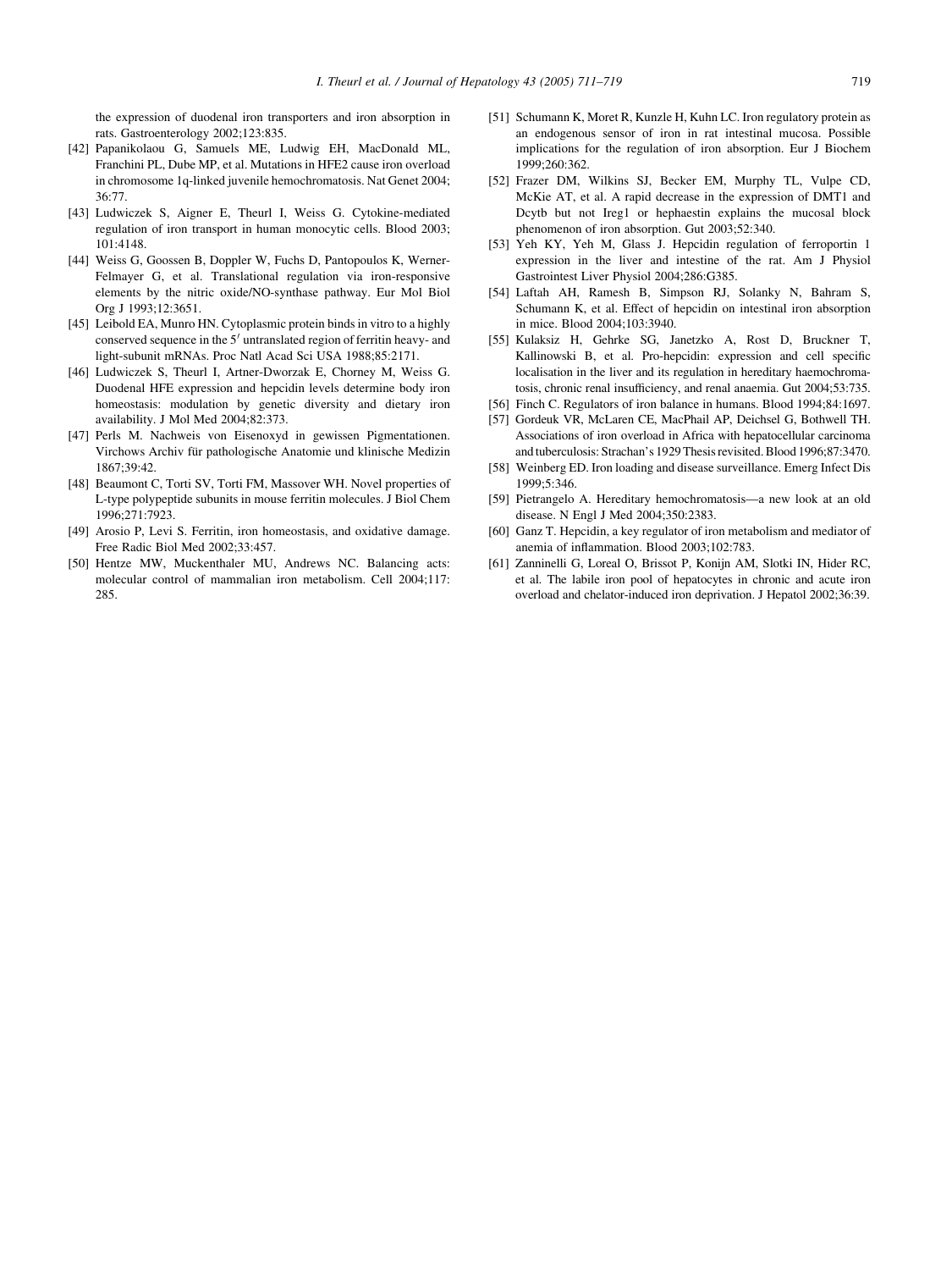the expression of duodenal iron transporters and iron absorption in rats. Gastroenterology 2002;123:835.

[42] Papanikolaou G, Samuels ME, Ludwig EH, MacDonald ML, Franchini PL, Dube MP, et al. Mutations in HFE2 cause iron overload in chromosome 1q-linked juvenile hemochromatosis. Nat Genet 2004; 36:77.

[43] Ludwiczek S, Aigner E, Theurl I, Weiss G. Cytokine-mediated regulation of iron transport in human monocytic cells. Blood 2003; 101:4148.

[44] Weiss G, Goossen B, Doppler W, Fuchs D, Pantopoulos K, Werner-Felmayer G, et al. Translational regulation via iron-responsive elements by the nitric oxide/NO-synthase pathway. Eur Mol Biol Org J 1993;12:3651.

[45] Leibold EA, Munro HN. Cytoplasmic protein binds in vitro to a highly conserved sequence in the 5′ untranslated region of ferritin heavy- and light-subunit mRNAs. Proc Natl Acad Sci USA 1988;85:2171.

[46] Ludwiczek S, Theurl I, Artner-Dworzak E, Chorney M, Weiss G. Duodenal HFE expression and hepcidin levels determine body iron homeostasis: modulation by genetic diversity and dietary iron availability. J Mol Med 2004;82:373.

[47] Perls M. Nachweis von Eisenoxyd in gewissen Pigmentationen. Virchows Archiv für pathologische Anatomie und klinische Medizin 1867;39:42.

[48] Beaumont C, Torti SV, Torti FM, Massover WH. Novel properties of L-type polypeptide subunits in mouse ferritin molecules. J Biol Chem 1996;271:7923.

[49] Arosio P, Levi S. Ferritin, iron homeostasis, and oxidative damage. Free Radic Biol Med 2002;33:457.

[50] Hentze MW, Muckenthaler MU, Andrews NC. Balancing acts: molecular control of mammalian iron metabolism. Cell 2004;117: 285.

[51] Schumann K, Moret R, Kunzle H, Kuhn LC. Iron regulatory protein as an endogenous sensor of iron in rat intestinal mucosa. Possible implications for the regulation of iron absorption. Eur J Biochem 1999;260:362.

[52] Frazer DM, Wilkins SJ, Becker EM, Murphy TL, Vulpe CD, McKie AT, et al. A rapid decrease in the expression of DMT1 and Dcytb but not Ireg1 or hephaestin explains the mucosal block phenomenon of iron absorption. Gut 2003;52:340.

[53] Yeh KY, Yeh M, Glass J. Hepcidin regulation of ferroportin 1 expression in the liver and intestine of the rat. Am J Physiol Gastrointest Liver Physiol 2004;286:G385.

[54] Laftah AH, Ramesh B, Simpson RJ, Solanky N, Bahram S, Schumann K, et al. Effect of hepcidin on intestinal iron absorption in mice. Blood 2004;103:3940.

[55] Kulaksiz H, Gehrke SG, Janetzko A, Rost D, Bruckner T, Kallinowski B, et al. Pro-hepcidin: expression and cell specific localisation in the liver and its regulation in hereditary haemochromatosis, chronic renal insufficiency, and renal anaemia. Gut 2004;53:735.

[56] Finch C. Regulators of iron balance in humans. Blood 1994;84:1697.

[57] Gordeuk VR, McLaren CE, MacPhail AP, Deichsel G, Bothwell TH. Associations of iron overload in Africa with hepatocellular carcinoma and tuberculosis: Strachan's 1929 Thesis revisited. Blood 1996;87:3470.

[58] Weinberg ED. Iron loading and disease surveillance. Emerg Infect Dis 1999;5:346.

[59] Pietrangelo A. Hereditary hemochromatosis—a new look at an old disease. N Engl J Med 2004;350:2383.

[60] Ganz T. Hepcidin, a key regulator of iron metabolism and mediator of anemia of inflammation. Blood 2003;102:783.

[61] Zanninelli G, Loreal O, Brissot P, Konijn AM, Slotki IN, Hider RC, et al. The labile iron pool of hepatocytes in chronic and acute iron overload and chelator-induced iron deprivation. J Hepatol 2002;36:39.